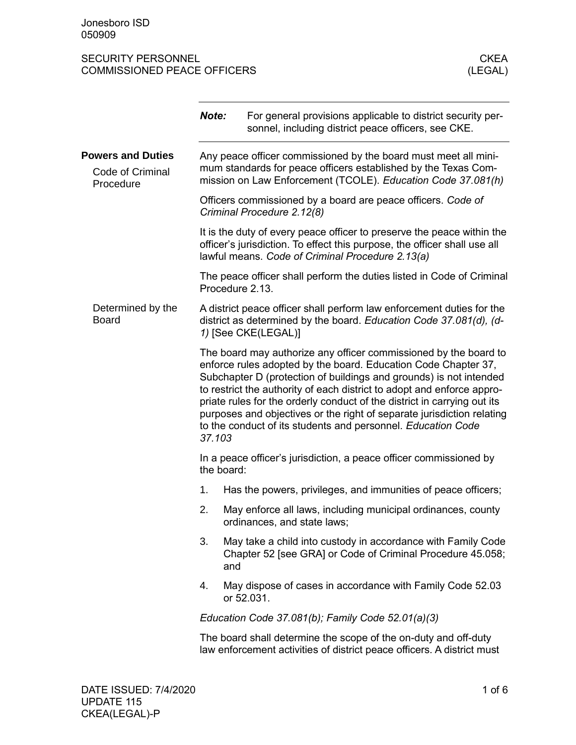Jonesboro ISD
050909

SECURITY PERSONNEL
COMMISSIONED PEACE OFFICERS

CKEA
(LEGAL)

**Note:** For general provisions applicable to district security personnel, including district peace officers, see CKE.

## Powers and Duties

### Code of Criminal Procedure

Any peace officer commissioned by the board must meet all minimum standards for peace officers established by the Texas Commission on Law Enforcement (TCOLE). *Education Code 37.081(h)*

Officers commissioned by a board are peace officers. *Code of Criminal Procedure 2.12(8)*

It is the duty of every peace officer to preserve the peace within the officer's jurisdiction. To effect this purpose, the officer shall use all lawful means. *Code of Criminal Procedure 2.13(a)*

The peace officer shall perform the duties listed in Code of Criminal Procedure 2.13.

### Determined by the Board

A district peace officer shall perform law enforcement duties for the district as determined by the board. *Education Code 37.081(d), (d-1)* [See CKE(LEGAL)]

The board may authorize any officer commissioned by the board to enforce rules adopted by the board. Education Code Chapter 37, Subchapter D (protection of buildings and grounds) is not intended to restrict the authority of each district to adopt and enforce appropriate rules for the orderly conduct of the district in carrying out its purposes and objectives or the right of separate jurisdiction relating to the conduct of its students and personnel. *Education Code 37.103*

In a peace officer's jurisdiction, a peace officer commissioned by the board:

1. Has the powers, privileges, and immunities of peace officers;
2. May enforce all laws, including municipal ordinances, county ordinances, and state laws;
3. May take a child into custody in accordance with Family Code Chapter 52 [see GRA] or Code of Criminal Procedure 45.058; and
4. May dispose of cases in accordance with Family Code 52.03 or 52.031.

*Education Code 37.081(b); Family Code 52.01(a)(3)*

The board shall determine the scope of the on-duty and off-duty law enforcement activities of district peace officers. A district must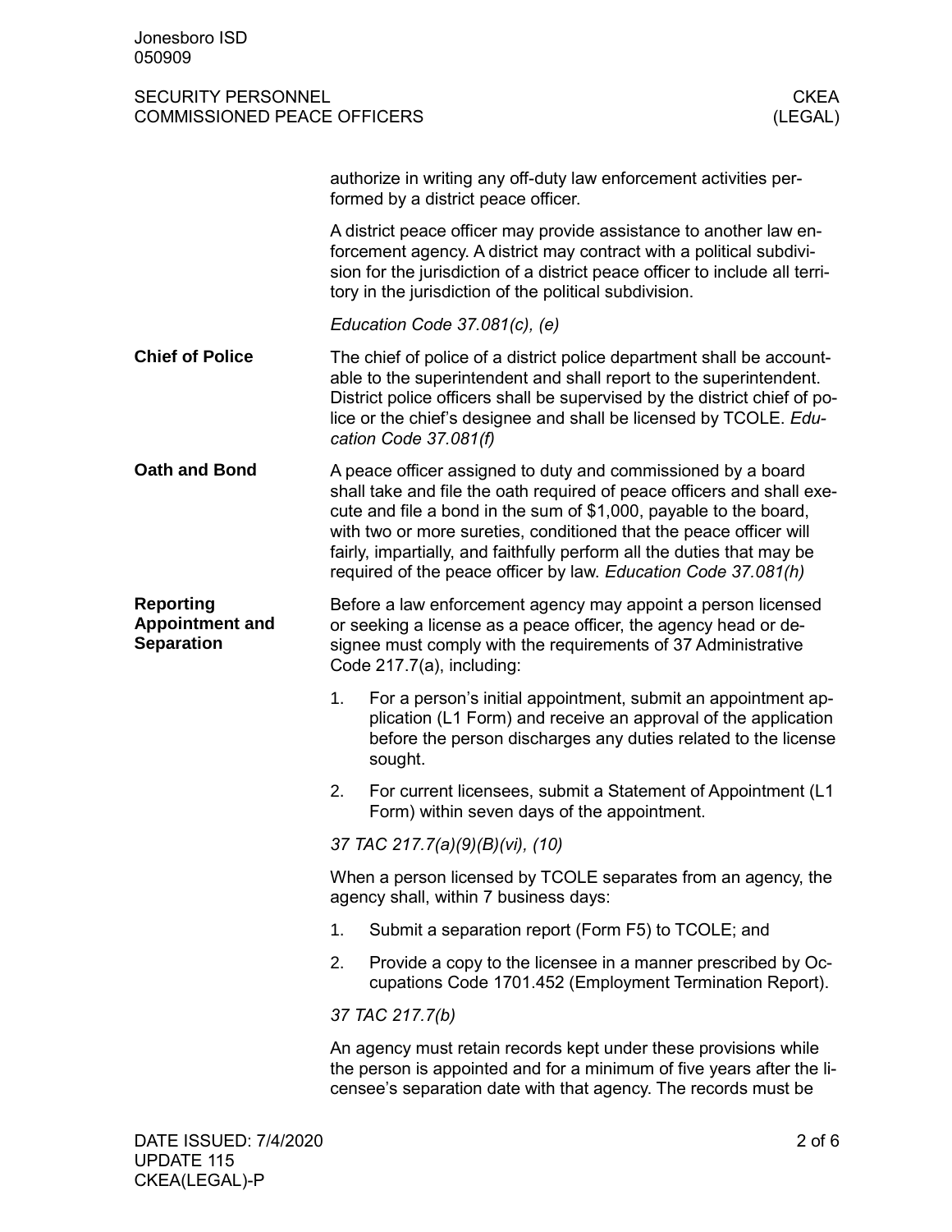authorize in writing any off-duty law enforcement activities performed by a district peace officer.

A district peace officer may provide assistance to another law enforcement agency. A district may contract with a political subdivision for the jurisdiction of a district peace officer to include all territory in the jurisdiction of the political subdivision.

*Education Code 37.081(c), (e)*

**Chief of Police**

The chief of police of a district police department shall be accountable to the superintendent and shall report to the superintendent. District police officers shall be supervised by the district chief of police or the chief's designee and shall be licensed by TCOLE. *Education Code 37.081(f)*

**Oath and Bond**

A peace officer assigned to duty and commissioned by a board shall take and file the oath required of peace officers and shall execute and file a bond in the sum of $1,000, payable to the board, with two or more sureties, conditioned that the peace officer will fairly, impartially, and faithfully perform all the duties that may be required of the peace officer by law. *Education Code 37.081(h)*

**Reporting Appointment and Separation**

Before a law enforcement agency may appoint a person licensed or seeking a license as a peace officer, the agency head or designee must comply with the requirements of 37 Administrative Code 217.7(a), including:

1. For a person's initial appointment, submit an appointment application (L1 Form) and receive an approval of the application before the person discharges any duties related to the license sought.
2. For current licensees, submit a Statement of Appointment (L1 Form) within seven days of the appointment.

*37 TAC 217.7(a)(9)(B)(vi), (10)*

When a person licensed by TCOLE separates from an agency, the agency shall, within 7 business days:

1. Submit a separation report (Form F5) to TCOLE; and
2. Provide a copy to the licensee in a manner prescribed by Occupations Code 1701.452 (Employment Termination Report).

*37 TAC 217.7(b)*

An agency must retain records kept under these provisions while the person is appointed and for a minimum of five years after the licensee's separation date with that agency. The records must be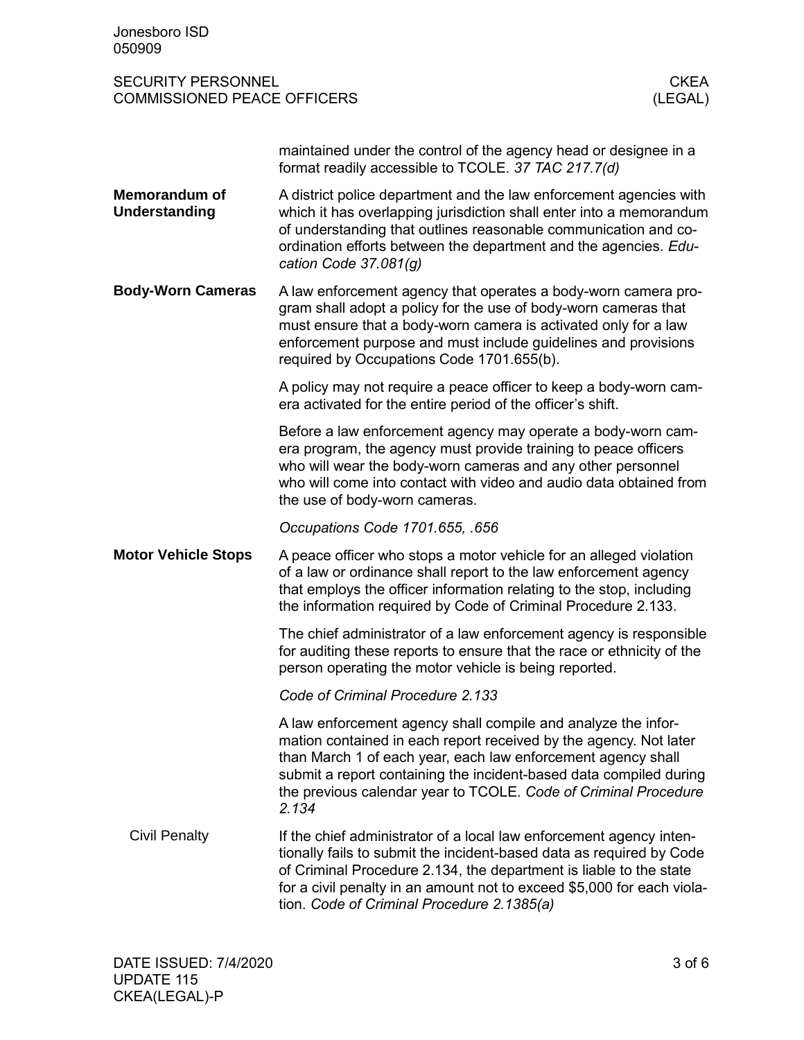maintained under the control of the agency head or designee in a format readily accessible to TCOLE. *37 TAC 217.7(d)*

## Memorandum of Understanding

A district police department and the law enforcement agencies with which it has overlapping jurisdiction shall enter into a memorandum of understanding that outlines reasonable communication and coordination efforts between the department and the agencies. *Education Code 37.081(g)*

## Body-Worn Cameras

A law enforcement agency that operates a body-worn camera program shall adopt a policy for the use of body-worn cameras that must ensure that a body-worn camera is activated only for a law enforcement purpose and must include guidelines and provisions required by Occupations Code 1701.655(b).

A policy may not require a peace officer to keep a body-worn camera activated for the entire period of the officer's shift.

Before a law enforcement agency may operate a body-worn camera program, the agency must provide training to peace officers who will wear the body-worn cameras and any other personnel who will come into contact with video and audio data obtained from the use of body-worn cameras.

*Occupations Code 1701.655, .656*

## Motor Vehicle Stops

A peace officer who stops a motor vehicle for an alleged violation of a law or ordinance shall report to the law enforcement agency that employs the officer information relating to the stop, including the information required by Code of Criminal Procedure 2.133.

The chief administrator of a law enforcement agency is responsible for auditing these reports to ensure that the race or ethnicity of the person operating the motor vehicle is being reported.

*Code of Criminal Procedure 2.133*

A law enforcement agency shall compile and analyze the information contained in each report received by the agency. Not later than March 1 of each year, each law enforcement agency shall submit a report containing the incident-based data compiled during the previous calendar year to TCOLE. *Code of Criminal Procedure 2.134*

### Civil Penalty

If the chief administrator of a local law enforcement agency intentionally fails to submit the incident-based data as required by Code of Criminal Procedure 2.134, the department is liable to the state for a civil penalty in an amount not to exceed $5,000 for each violation. *Code of Criminal Procedure 2.1385(a)*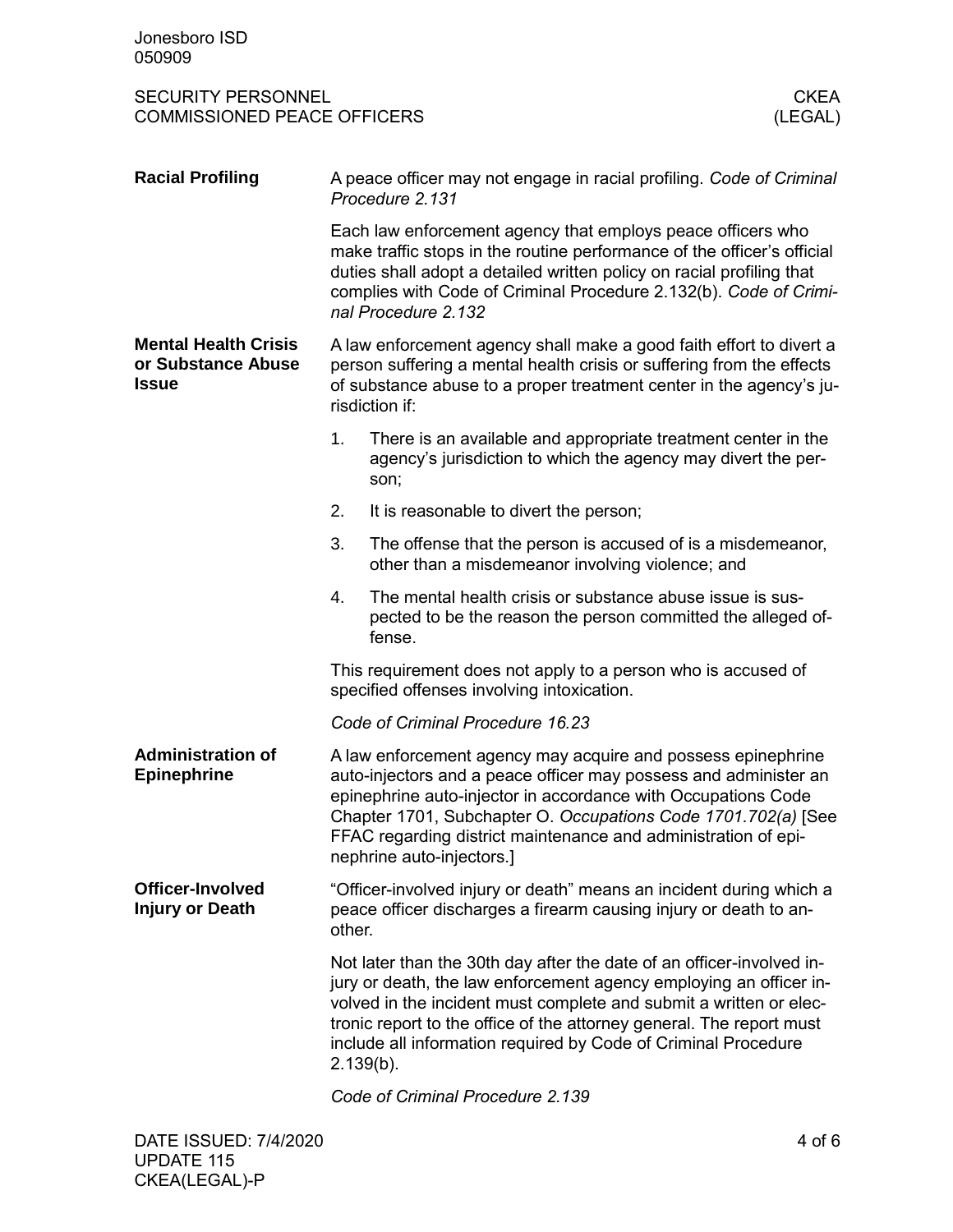## Racial Profiling

A peace officer may not engage in racial profiling. *Code of Criminal Procedure 2.131*

Each law enforcement agency that employs peace officers who make traffic stops in the routine performance of the officer's official duties shall adopt a detailed written policy on racial profiling that complies with Code of Criminal Procedure 2.132(b). *Code of Criminal Procedure 2.132*

## Mental Health Crisis or Substance Abuse Issue

A law enforcement agency shall make a good faith effort to divert a person suffering a mental health crisis or suffering from the effects of substance abuse to a proper treatment center in the agency's jurisdiction if:

1. There is an available and appropriate treatment center in the agency's jurisdiction to which the agency may divert the person;
2. It is reasonable to divert the person;
3. The offense that the person is accused of is a misdemeanor, other than a misdemeanor involving violence; and
4. The mental health crisis or substance abuse issue is suspected to be the reason the person committed the alleged offense.

This requirement does not apply to a person who is accused of specified offenses involving intoxication.

*Code of Criminal Procedure 16.23*

## Administration of Epinephrine

A law enforcement agency may acquire and possess epinephrine auto-injectors and a peace officer may possess and administer an epinephrine auto-injector in accordance with Occupations Code Chapter 1701, Subchapter O. *Occupations Code 1701.702(a)* [See FFAC regarding district maintenance and administration of epinephrine auto-injectors.]

## Officer-Involved Injury or Death

"Officer-involved injury or death" means an incident during which a peace officer discharges a firearm causing injury or death to another.

Not later than the 30th day after the date of an officer-involved injury or death, the law enforcement agency employing an officer involved in the incident must complete and submit a written or electronic report to the office of the attorney general. The report must include all information required by Code of Criminal Procedure 2.139(b).

*Code of Criminal Procedure 2.139*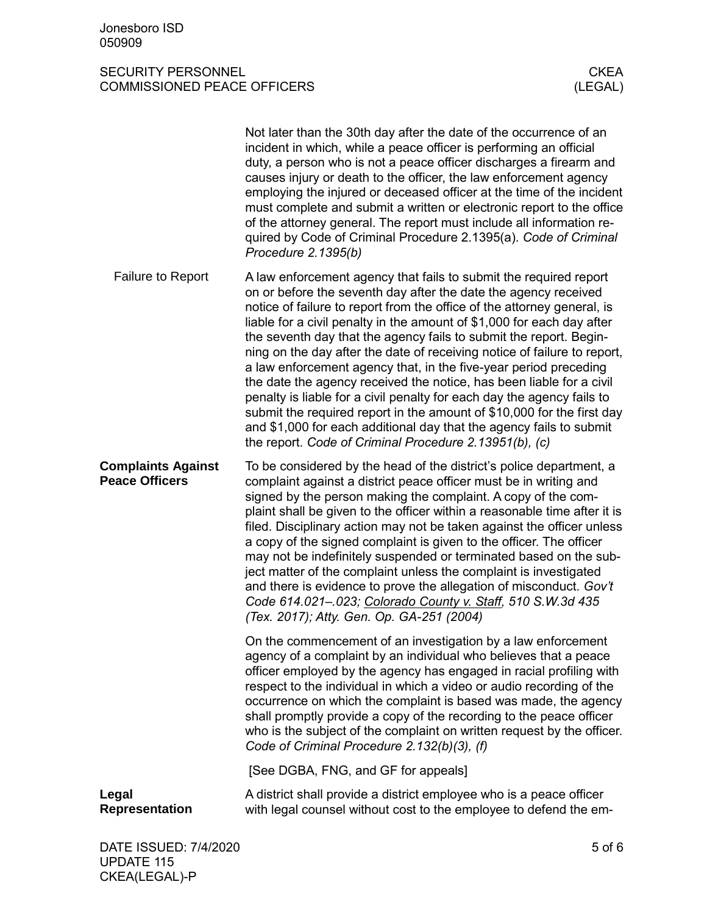Not later than the 30th day after the date of the occurrence of an incident in which, while a peace officer is performing an official duty, a person who is not a peace officer discharges a firearm and causes injury or death to the officer, the law enforcement agency employing the injured or deceased officer at the time of the incident must complete and submit a written or electronic report to the office of the attorney general. The report must include all information required by Code of Criminal Procedure 2.1395(a). *Code of Criminal Procedure 2.1395(b)*

### Failure to Report

A law enforcement agency that fails to submit the required report on or before the seventh day after the date the agency received notice of failure to report from the office of the attorney general, is liable for a civil penalty in the amount of $1,000 for each day after the seventh day that the agency fails to submit the report. Beginning on the day after the date of receiving notice of failure to report, a law enforcement agency that, in the five-year period preceding the date the agency received the notice, has been liable for a civil penalty is liable for a civil penalty for each day the agency fails to submit the required report in the amount of $10,000 for the first day and $1,000 for each additional day that the agency fails to submit the report. *Code of Criminal Procedure 2.13951(b), (c)*

## Complaints Against Peace Officers

To be considered by the head of the district's police department, a complaint against a district peace officer must be in writing and signed by the person making the complaint. A copy of the complaint shall be given to the officer within a reasonable time after it is filed. Disciplinary action may not be taken against the officer unless a copy of the signed complaint is given to the officer. The officer may not be indefinitely suspended or terminated based on the subject matter of the complaint unless the complaint is investigated and there is evidence to prove the allegation of misconduct. *Gov't Code 614.021–.023; Colorado County v. Staff, 510 S.W.3d 435 (Tex. 2017); Atty. Gen. Op. GA-251 (2004)*

On the commencement of an investigation by a law enforcement agency of a complaint by an individual who believes that a peace officer employed by the agency has engaged in racial profiling with respect to the individual in which a video or audio recording of the occurrence on which the complaint is based was made, the agency shall promptly provide a copy of the recording to the peace officer who is the subject of the complaint on written request by the officer. *Code of Criminal Procedure 2.132(b)(3), (f)*

[See DGBA, FNG, and GF for appeals]

## Legal Representation

A district shall provide a district employee who is a peace officer with legal counsel without cost to the employee to defend the em-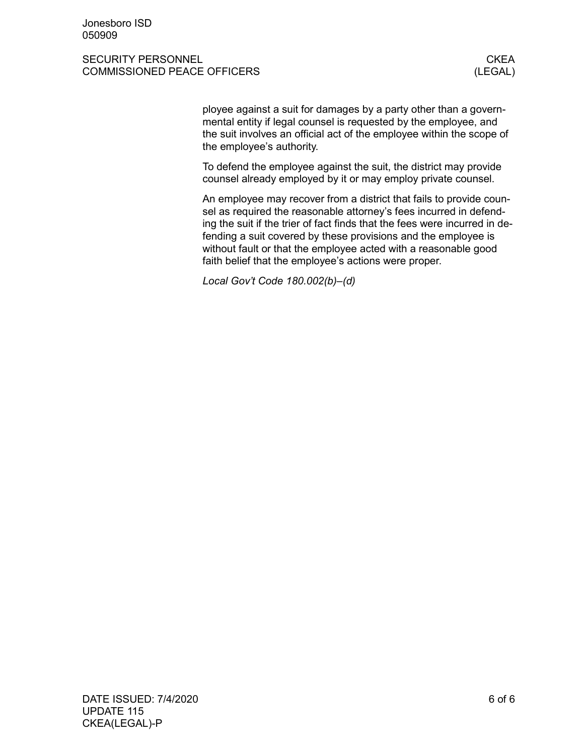ployee against a suit for damages by a party other than a governmental entity if legal counsel is requested by the employee, and the suit involves an official act of the employee within the scope of the employee's authority.

To defend the employee against the suit, the district may provide counsel already employed by it or may employ private counsel.

An employee may recover from a district that fails to provide counsel as required the reasonable attorney's fees incurred in defending the suit if the trier of fact finds that the fees were incurred in defending a suit covered by these provisions and the employee is without fault or that the employee acted with a reasonable good faith belief that the employee's actions were proper.

*Local Gov't Code 180.002(b)–(d)*